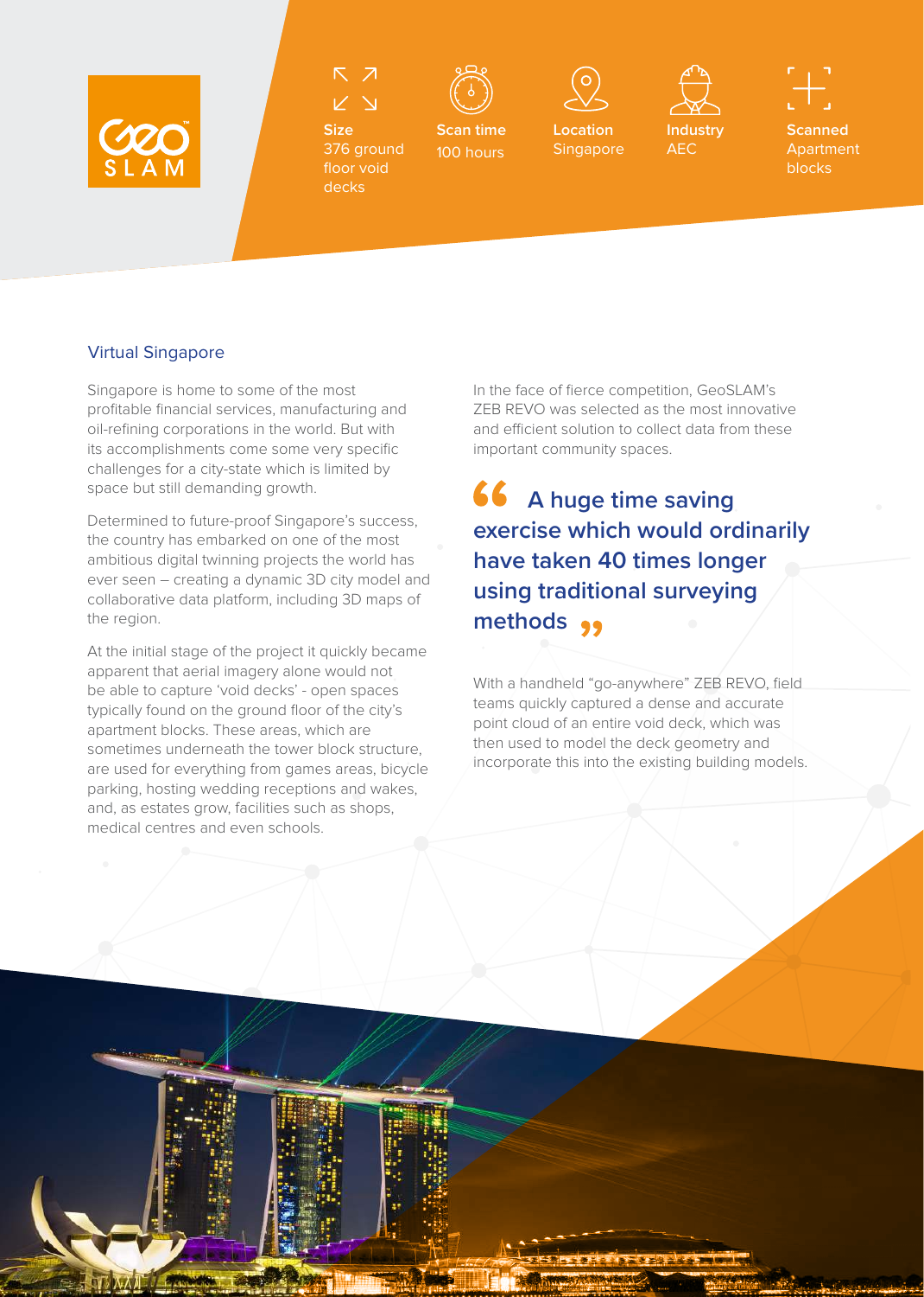GeoSLAM

**Size**
376 ground floor void decks

**Scan time**
100 hours

**Location**
Singapore

**Industry**
AEC

**Scanned**
Apartment blocks

## Virtual Singapore

Singapore is home to some of the most profitable financial services, manufacturing and oil-refining corporations in the world. But with its accomplishments come some very specific challenges for a city-state which is limited by space but still demanding growth.

Determined to future-proof Singapore's success, the country has embarked on one of the most ambitious digital twinning projects the world has ever seen – creating a dynamic 3D city model and collaborative data platform, including 3D maps of the region.

At the initial stage of the project it quickly became apparent that aerial imagery alone would not be able to capture 'void decks' - open spaces typically found on the ground floor of the city's apartment blocks. These areas, which are sometimes underneath the tower block structure, are used for everything from games areas, bicycle parking, hosting wedding receptions and wakes, and, as estates grow, facilities such as shops, medical centres and even schools.

In the face of fierce competition, GeoSLAM's ZEB REVO was selected as the most innovative and efficient solution to collect data from these important community spaces.

> **"A huge time saving exercise which would ordinarily have taken 40 times longer using traditional surveying methods"**

With a handheld "go-anywhere" ZEB REVO, field teams quickly captured a dense and accurate point cloud of an entire void deck, which was then used to model the deck geometry and incorporate this into the existing building models.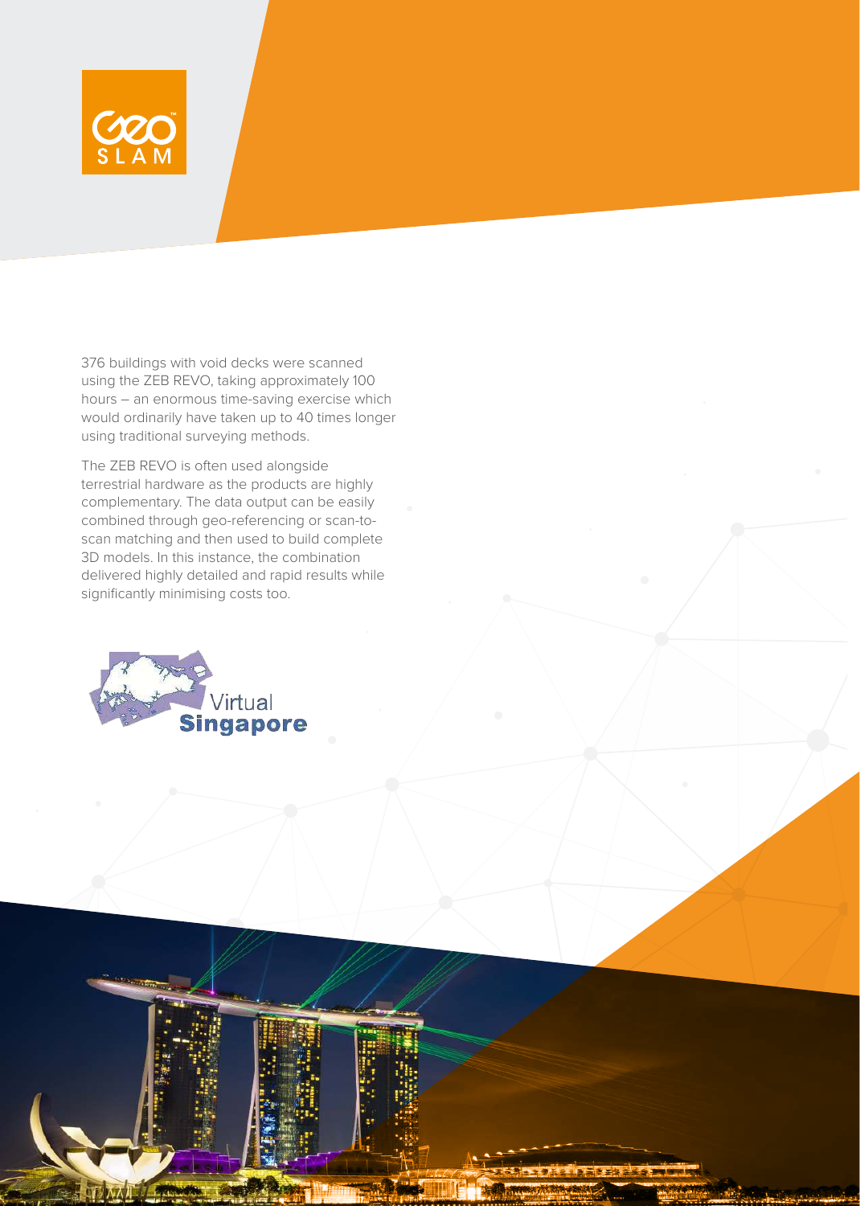376 buildings with void decks were scanned using the ZEB REVO, taking approximately 100 hours – an enormous time-saving exercise which would ordinarily have taken up to 40 times longer using traditional surveying methods.

The ZEB REVO is often used alongside terrestrial hardware as the products are highly complementary. The data output can be easily combined through geo-referencing or scan-to-scan matching and then used to build complete 3D models. In this instance, the combination delivered highly detailed and rapid results while significantly minimising costs too.